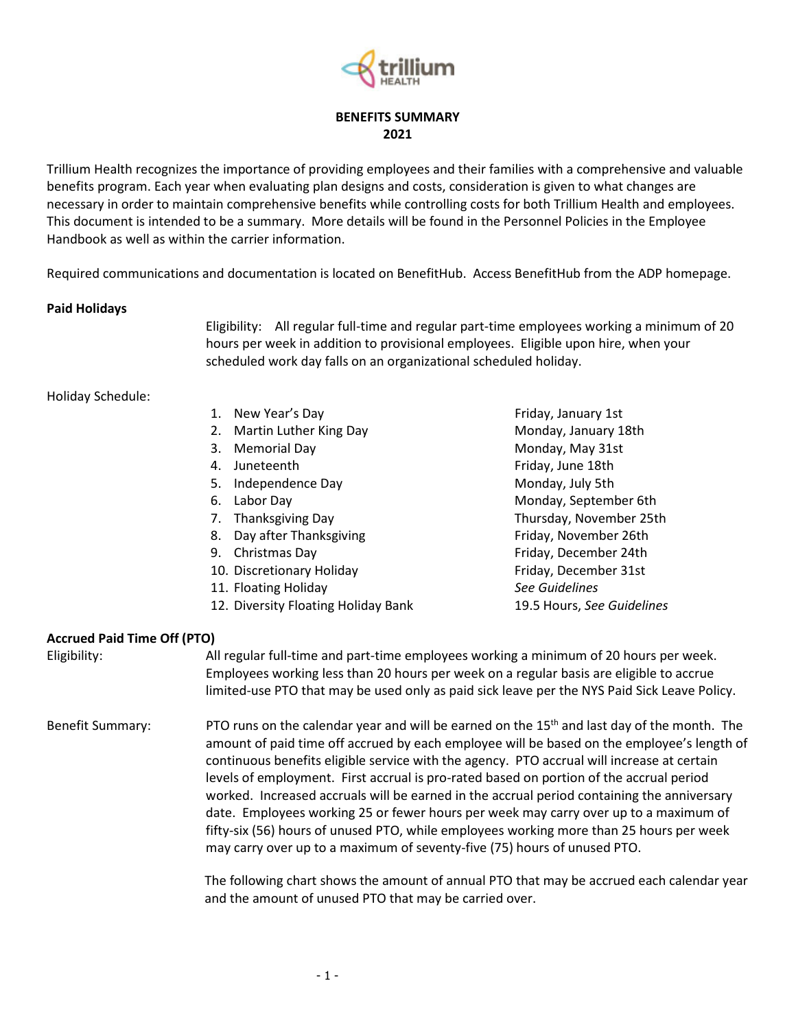# BENEFITS SUMMARY 2021

Trillium Health recognizes the importance of providing employees and their families with a comprehensive and valuable benefits program. Each year when evaluating plan designs and costs, consideration is given to what changes are necessary in order to maintain comprehensive benefits while controlling costs for both Trillium Health and employees. This document is intended to be a summary. More details will be found in the Personnel Policies in the Employee Handbook as well as within the carrier information.

Required communications and documentation is located on BenefitHub. Access BenefitHub from the ADP homepage.

## Paid Holidays

Eligibility: All regular full-time and regular part-time employees working a minimum of 20 hours per week in addition to provisional employees. Eligible upon hire, when your scheduled work day falls on an organizational scheduled holiday.

Holiday Schedule:

| Holiday | Date |
|---|---|
| 1. New Year's Day | Friday, January 1st |
| 2. Martin Luther King Day | Monday, January 18th |
| 3. Memorial Day | Monday, May 31st |
| 4. Juneteenth | Friday, June 18th |
| 5. Independence Day | Monday, July 5th |
| 6. Labor Day | Monday, September 6th |
| 7. Thanksgiving Day | Thursday, November 25th |
| 8. Day after Thanksgiving | Friday, November 26th |
| 9. Christmas Day | Friday, December 24th |
| 10. Discretionary Holiday | Friday, December 31st |
| 11. Floating Holiday | *See Guidelines* |
| 12. Diversity Floating Holiday Bank | 19.5 Hours, *See Guidelines* |

## Accrued Paid Time Off (PTO)

Eligibility: All regular full-time and part-time employees working a minimum of 20 hours per week. Employees working less than 20 hours per week on a regular basis are eligible to accrue limited-use PTO that may be used only as paid sick leave per the NYS Paid Sick Leave Policy.

Benefit Summary: PTO runs on the calendar year and will be earned on the 15th and last day of the month. The amount of paid time off accrued by each employee will be based on the employee's length of continuous benefits eligible service with the agency. PTO accrual will increase at certain levels of employment. First accrual is pro-rated based on portion of the accrual period worked. Increased accruals will be earned in the accrual period containing the anniversary date. Employees working 25 or fewer hours per week may carry over up to a maximum of fifty-six (56) hours of unused PTO, while employees working more than 25 hours per week may carry over up to a maximum of seventy-five (75) hours of unused PTO.

The following chart shows the amount of annual PTO that may be accrued each calendar year and the amount of unused PTO that may be carried over.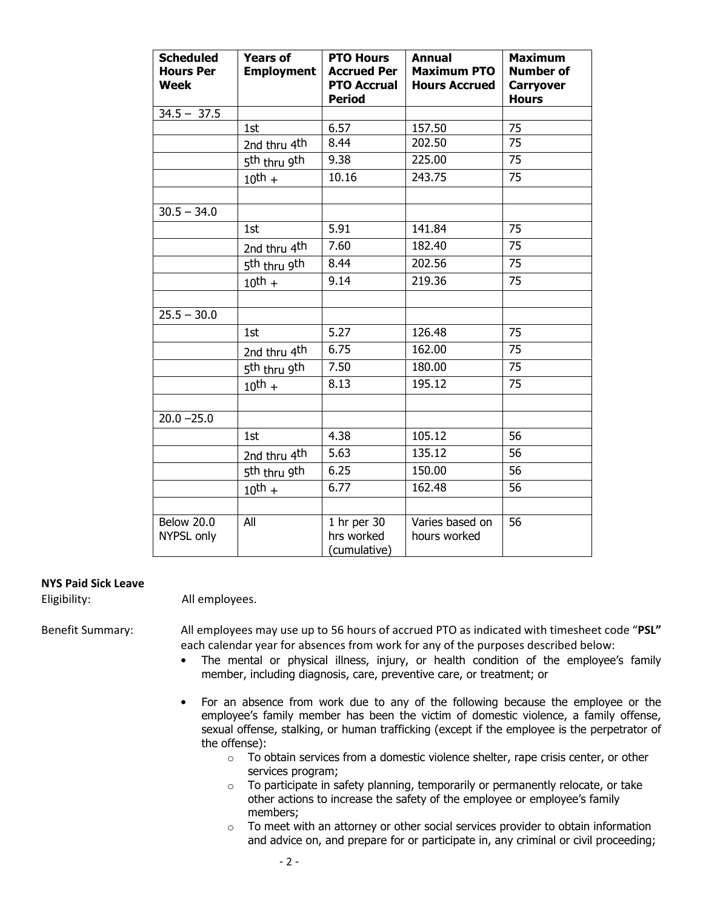| Scheduled Hours Per Week | Years of Employment | PTO Hours Accrued Per PTO Accrual Period | Annual Maximum PTO Hours Accrued | Maximum Number of Carryover Hours |
|---|---|---|---|---|
| 34.5 – 37.5 | | | | |
| | 1st | 6.57 | 157.50 | 75 |
| | 2nd thru 4th | 8.44 | 202.50 | 75 |
| | 5th thru 9th | 9.38 | 225.00 | 75 |
| | 10th + | 10.16 | 243.75 | 75 |
| | | | | |
| 30.5 – 34.0 | | | | |
| | 1st | 5.91 | 141.84 | 75 |
| | 2nd thru 4th | 7.60 | 182.40 | 75 |
| | 5th thru 9th | 8.44 | 202.56 | 75 |
| | 10th + | 9.14 | 219.36 | 75 |
| | | | | |
| 25.5 – 30.0 | | | | |
| | 1st | 5.27 | 126.48 | 75 |
| | 2nd thru 4th | 6.75 | 162.00 | 75 |
| | 5th thru 9th | 7.50 | 180.00 | 75 |
| | 10th + | 8.13 | 195.12 | 75 |
| | | | | |
| 20.0 –25.0 | | | | |
| | 1st | 4.38 | 105.12 | 56 |
| | 2nd thru 4th | 5.63 | 135.12 | 56 |
| | 5th thru 9th | 6.25 | 150.00 | 56 |
| | 10th + | 6.77 | 162.48 | 56 |
| | | | | |
| Below 20.0 NYPSL only | All | 1 hr per 30 hrs worked (cumulative) | Varies based on hours worked | 56 |

**NYS Paid Sick Leave**

Eligibility: All employees.

Benefit Summary: All employees may use up to 56 hours of accrued PTO as indicated with timesheet code "**PSL"** each calendar year for absences from work for any of the purposes described below:

- The mental or physical illness, injury, or health condition of the employee's family member, including diagnosis, care, preventive care, or treatment; or
- For an absence from work due to any of the following because the employee or the employee's family member has been the victim of domestic violence, a family offense, sexual offense, stalking, or human trafficking (except if the employee is the perpetrator of the offense):
  - To obtain services from a domestic violence shelter, rape crisis center, or other services program;
  - To participate in safety planning, temporarily or permanently relocate, or take other actions to increase the safety of the employee or employee's family members;
  - To meet with an attorney or other social services provider to obtain information and advice on, and prepare for or participate in, any criminal or civil proceeding;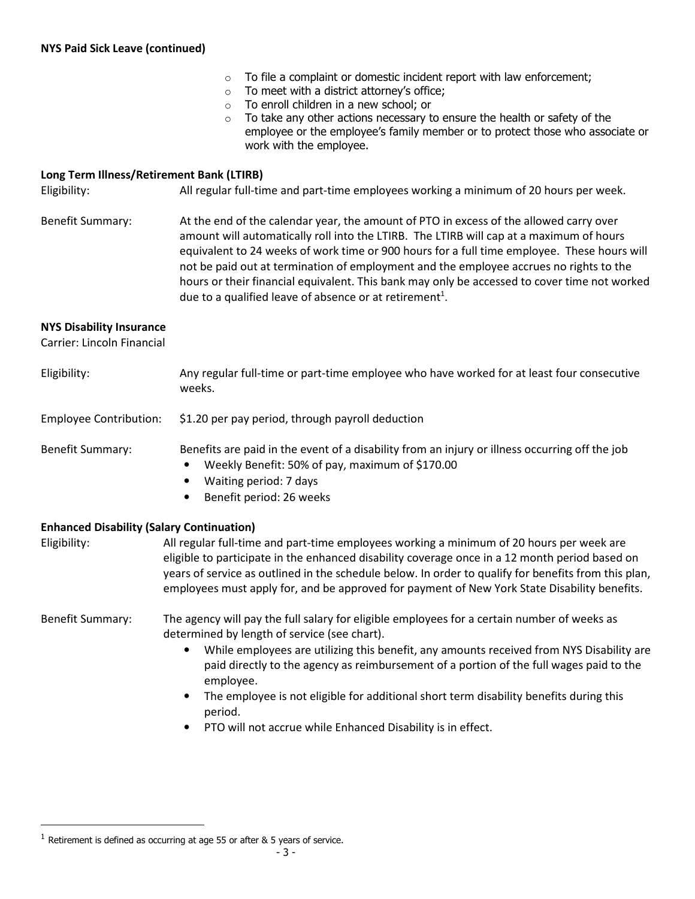**NYS Paid Sick Leave (continued)**

- To file a complaint or domestic incident report with law enforcement;
- To meet with a district attorney's office;
- To enroll children in a new school; or
- To take any other actions necessary to ensure the health or safety of the employee or the employee's family member or to protect those who associate or work with the employee.

**Long Term Illness/Retirement Bank (LTIRB)**

Eligibility: All regular full-time and part-time employees working a minimum of 20 hours per week.

Benefit Summary: At the end of the calendar year, the amount of PTO in excess of the allowed carry over amount will automatically roll into the LTIRB. The LTIRB will cap at a maximum of hours equivalent to 24 weeks of work time or 900 hours for a full time employee. These hours will not be paid out at termination of employment and the employee accrues no rights to the hours or their financial equivalent. This bank may only be accessed to cover time not worked due to a qualified leave of absence or at retirement[1].

**NYS Disability Insurance**

Carrier: Lincoln Financial

Eligibility: Any regular full-time or part-time employee who have worked for at least four consecutive weeks.

Employee Contribution: $1.20 per pay period, through payroll deduction

Benefit Summary: Benefits are paid in the event of a disability from an injury or illness occurring off the job

- Weekly Benefit: 50% of pay, maximum of $170.00
- Waiting period: 7 days
- Benefit period: 26 weeks

**Enhanced Disability (Salary Continuation)**

Eligibility: All regular full-time and part-time employees working a minimum of 20 hours per week are eligible to participate in the enhanced disability coverage once in a 12 month period based on years of service as outlined in the schedule below. In order to qualify for benefits from this plan, employees must apply for, and be approved for payment of New York State Disability benefits.

Benefit Summary: The agency will pay the full salary for eligible employees for a certain number of weeks as determined by length of service (see chart).

- While employees are utilizing this benefit, any amounts received from NYS Disability are paid directly to the agency as reimbursement of a portion of the full wages paid to the employee.
- The employee is not eligible for additional short term disability benefits during this period.
- PTO will not accrue while Enhanced Disability is in effect.

---

[1] Retirement is defined as occurring at age 55 or after & 5 years of service.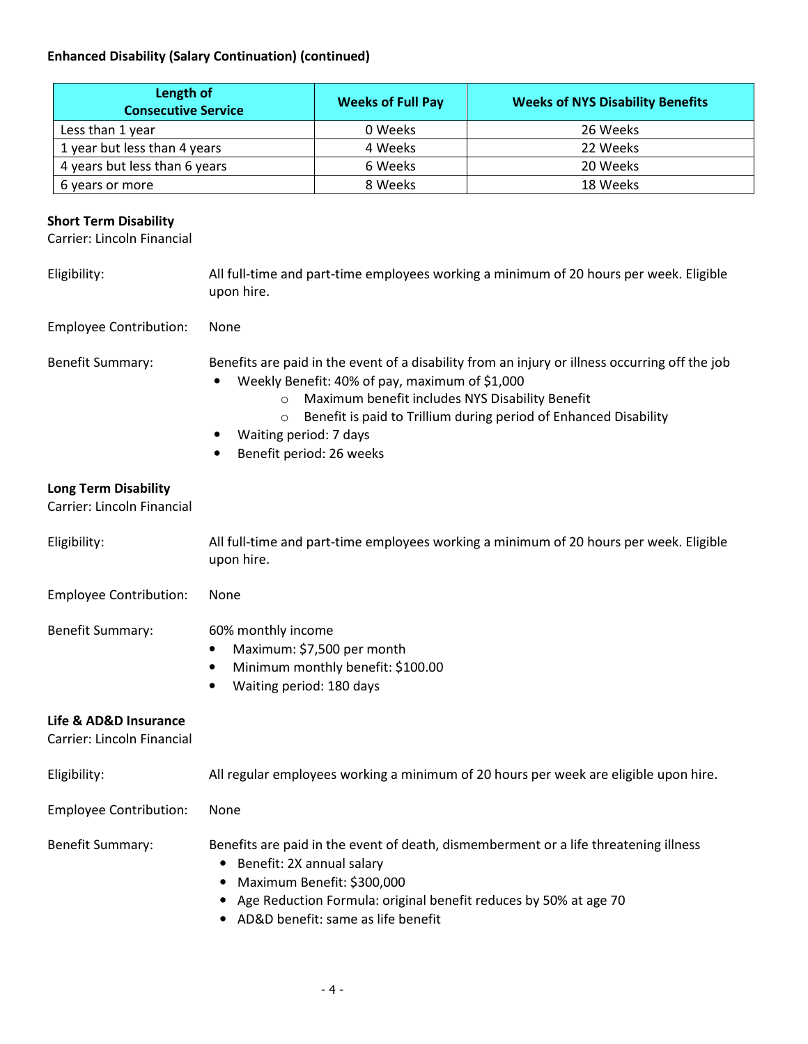**Enhanced Disability (Salary Continuation) (continued)**

| Length of Consecutive Service | Weeks of Full Pay | Weeks of NYS Disability Benefits |
|---|---|---|
| Less than 1 year | 0 Weeks | 26 Weeks |
| 1 year but less than 4 years | 4 Weeks | 22 Weeks |
| 4 years but less than 6 years | 6 Weeks | 20 Weeks |
| 6 years or more | 8 Weeks | 18 Weeks |

**Short Term Disability**
Carrier: Lincoln Financial

Eligibility: All full-time and part-time employees working a minimum of 20 hours per week. Eligible upon hire.

Employee Contribution: None

Benefit Summary: Benefits are paid in the event of a disability from an injury or illness occurring off the job

- Weekly Benefit: 40% of pay, maximum of $1,000
  - Maximum benefit includes NYS Disability Benefit
  - Benefit is paid to Trillium during period of Enhanced Disability
- Waiting period: 7 days
- Benefit period: 26 weeks

**Long Term Disability**
Carrier: Lincoln Financial

Eligibility: All full-time and part-time employees working a minimum of 20 hours per week. Eligible upon hire.

Employee Contribution: None

Benefit Summary: 60% monthly income

- Maximum: $7,500 per month
- Minimum monthly benefit: $100.00
- Waiting period: 180 days

**Life & AD&D Insurance**
Carrier: Lincoln Financial

Eligibility: All regular employees working a minimum of 20 hours per week are eligible upon hire.

Employee Contribution: None

Benefit Summary: Benefits are paid in the event of death, dismemberment or a life threatening illness

- Benefit: 2X annual salary
- Maximum Benefit: $300,000
- Age Reduction Formula: original benefit reduces by 50% at age 70
- AD&D benefit: same as life benefit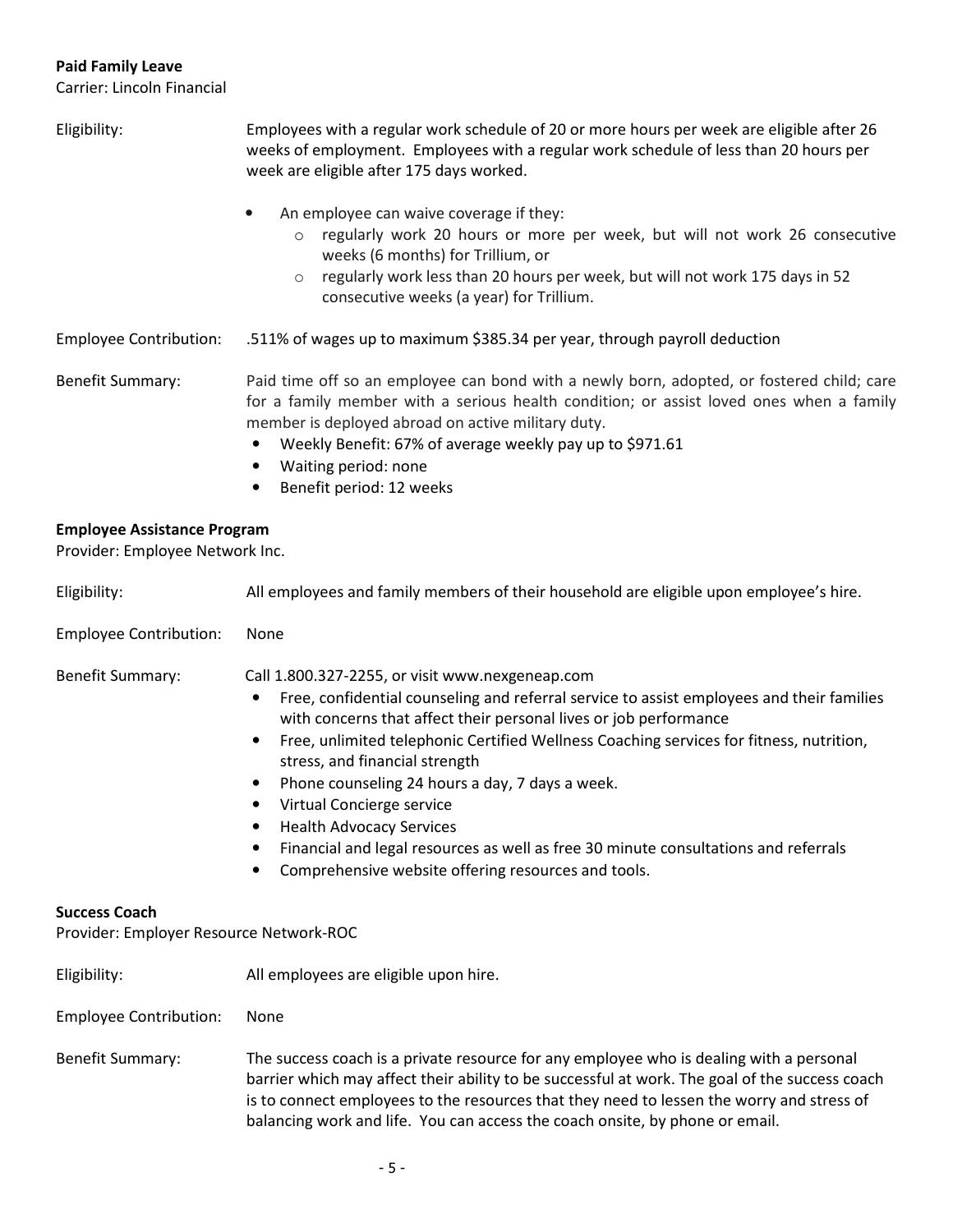**Paid Family Leave**

Carrier: Lincoln Financial

Eligibility: Employees with a regular work schedule of 20 or more hours per week are eligible after 26 weeks of employment. Employees with a regular work schedule of less than 20 hours per week are eligible after 175 days worked.

- An employee can waive coverage if they:
  - regularly work 20 hours or more per week, but will not work 26 consecutive weeks (6 months) for Trillium, or
  - regularly work less than 20 hours per week, but will not work 175 days in 52 consecutive weeks (a year) for Trillium.

Employee Contribution: .511% of wages up to maximum $385.34 per year, through payroll deduction

Benefit Summary: Paid time off so an employee can bond with a newly born, adopted, or fostered child; care for a family member with a serious health condition; or assist loved ones when a family member is deployed abroad on active military duty.

- Weekly Benefit: 67% of average weekly pay up to $971.61
- Waiting period: none
- Benefit period: 12 weeks

**Employee Assistance Program**

Provider: Employee Network Inc.

Eligibility: All employees and family members of their household are eligible upon employee's hire.

Employee Contribution: None

Benefit Summary: Call 1.800.327-2255, or visit www.nexgeneap.com

- Free, confidential counseling and referral service to assist employees and their families with concerns that affect their personal lives or job performance
- Free, unlimited telephonic Certified Wellness Coaching services for fitness, nutrition, stress, and financial strength
- Phone counseling 24 hours a day, 7 days a week.
- Virtual Concierge service
- Health Advocacy Services
- Financial and legal resources as well as free 30 minute consultations and referrals
- Comprehensive website offering resources and tools.

**Success Coach**

Provider: Employer Resource Network-ROC

Eligibility: All employees are eligible upon hire.

Employee Contribution: None

Benefit Summary: The success coach is a private resource for any employee who is dealing with a personal barrier which may affect their ability to be successful at work. The goal of the success coach is to connect employees to the resources that they need to lessen the worry and stress of balancing work and life. You can access the coach onsite, by phone or email.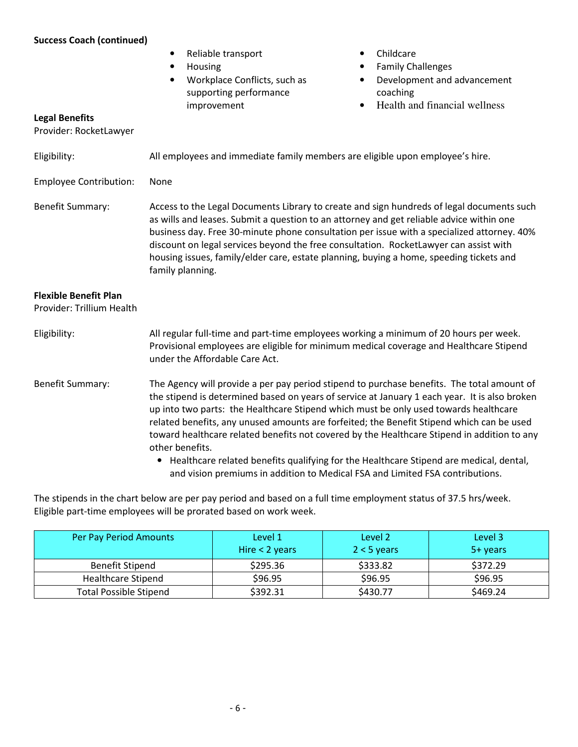**Success Coach (continued)**

- Reliable transport
- Housing
- Workplace Conflicts, such as supporting performance improvement
- Childcare
- Family Challenges
- Development and advancement coaching
- Health and financial wellness

**Legal Benefits**
Provider: RocketLawyer

Eligibility: All employees and immediate family members are eligible upon employee's hire.

Employee Contribution: None

Benefit Summary: Access to the Legal Documents Library to create and sign hundreds of legal documents such as wills and leases. Submit a question to an attorney and get reliable advice within one business day. Free 30-minute phone consultation per issue with a specialized attorney. 40% discount on legal services beyond the free consultation. RocketLawyer can assist with housing issues, family/elder care, estate planning, buying a home, speeding tickets and family planning.

**Flexible Benefit Plan**
Provider: Trillium Health

Eligibility: All regular full-time and part-time employees working a minimum of 20 hours per week. Provisional employees are eligible for minimum medical coverage and Healthcare Stipend under the Affordable Care Act.

Benefit Summary: The Agency will provide a per pay period stipend to purchase benefits. The total amount of the stipend is determined based on years of service at January 1 each year. It is also broken up into two parts: the Healthcare Stipend which must be only used towards healthcare related benefits, any unused amounts are forfeited; the Benefit Stipend which can be used toward healthcare related benefits not covered by the Healthcare Stipend in addition to any other benefits.

- Healthcare related benefits qualifying for the Healthcare Stipend are medical, dental, and vision premiums in addition to Medical FSA and Limited FSA contributions.

The stipends in the chart below are per pay period and based on a full time employment status of 37.5 hrs/week. Eligible part-time employees will be prorated based on work week.

| Per Pay Period Amounts | Level 1<br>Hire < 2 years | Level 2<br>2 < 5 years | Level 3<br>5+ years |
|---|---|---|---|
| Benefit Stipend | $295.36 | $333.82 | $372.29 |
| Healthcare Stipend | $96.95 | $96.95 | $96.95 |
| Total Possible Stipend | $392.31 | $430.77 | $469.24 |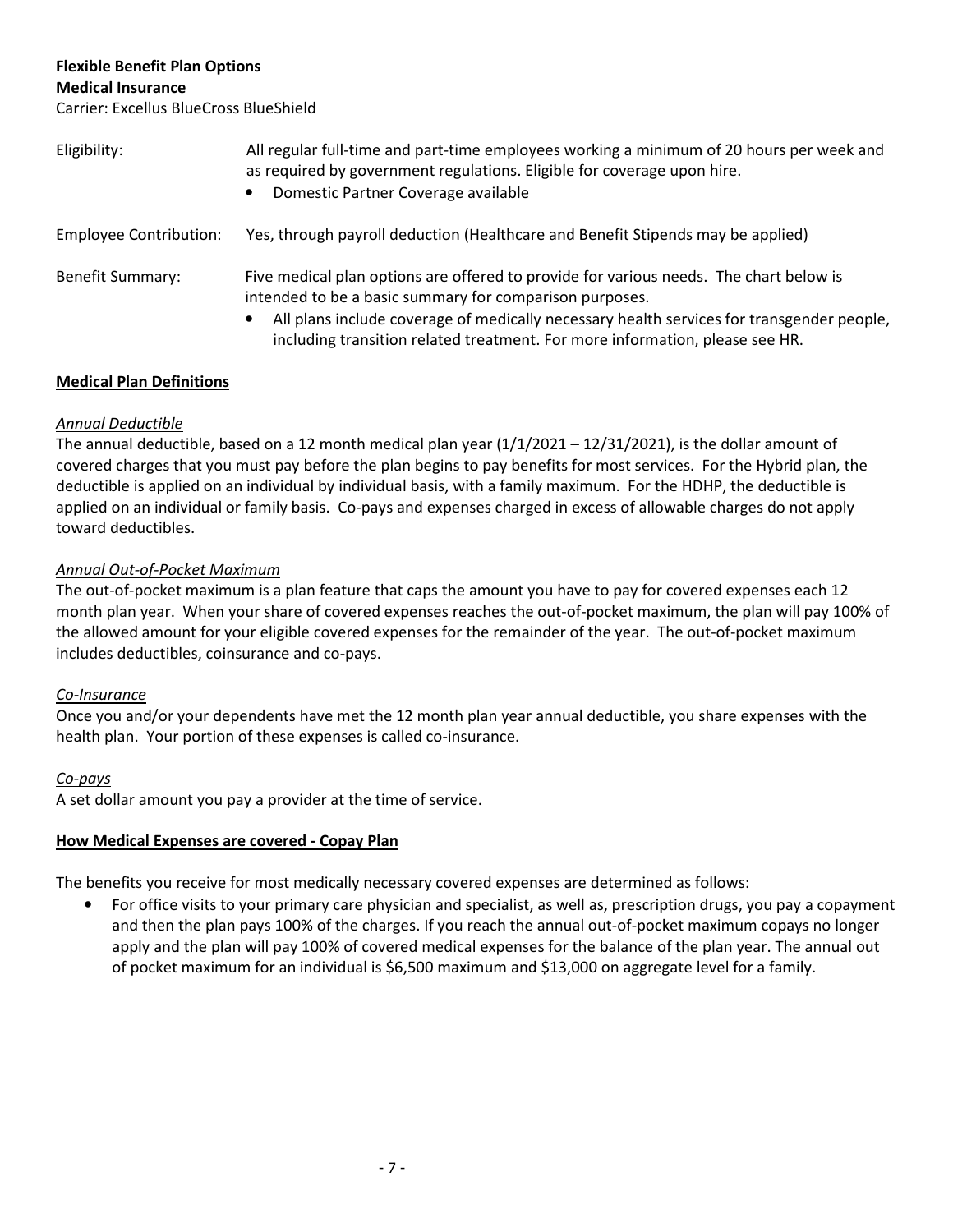**Flexible Benefit Plan Options**
**Medical Insurance**
Carrier: Excellus BlueCross BlueShield

| | |
|---|---|
| Eligibility: | All regular full-time and part-time employees working a minimum of 20 hours per week and as required by government regulations. Eligible for coverage upon hire.<br>• Domestic Partner Coverage available |
| Employee Contribution: | Yes, through payroll deduction (Healthcare and Benefit Stipends may be applied) |
| Benefit Summary: | Five medical plan options are offered to provide for various needs. The chart below is intended to be a basic summary for comparison purposes.<br>• All plans include coverage of medically necessary health services for transgender people, including transition related treatment. For more information, please see HR. |

**Medical Plan Definitions**

*Annual Deductible*
The annual deductible, based on a 12 month medical plan year (1/1/2021 – 12/31/2021), is the dollar amount of covered charges that you must pay before the plan begins to pay benefits for most services. For the Hybrid plan, the deductible is applied on an individual by individual basis, with a family maximum. For the HDHP, the deductible is applied on an individual or family basis. Co-pays and expenses charged in excess of allowable charges do not apply toward deductibles.

*Annual Out-of-Pocket Maximum*
The out-of-pocket maximum is a plan feature that caps the amount you have to pay for covered expenses each 12 month plan year. When your share of covered expenses reaches the out-of-pocket maximum, the plan will pay 100% of the allowed amount for your eligible covered expenses for the remainder of the year. The out-of-pocket maximum includes deductibles, coinsurance and co-pays.

*Co-Insurance*
Once you and/or your dependents have met the 12 month plan year annual deductible, you share expenses with the health plan. Your portion of these expenses is called co-insurance.

*Co-pays*
A set dollar amount you pay a provider at the time of service.

**How Medical Expenses are covered - Copay Plan**

The benefits you receive for most medically necessary covered expenses are determined as follows:

- For office visits to your primary care physician and specialist, as well as, prescription drugs, you pay a copayment and then the plan pays 100% of the charges. If you reach the annual out-of-pocket maximum copays no longer apply and the plan will pay 100% of covered medical expenses for the balance of the plan year. The annual out of pocket maximum for an individual is $6,500 maximum and $13,000 on aggregate level for a family.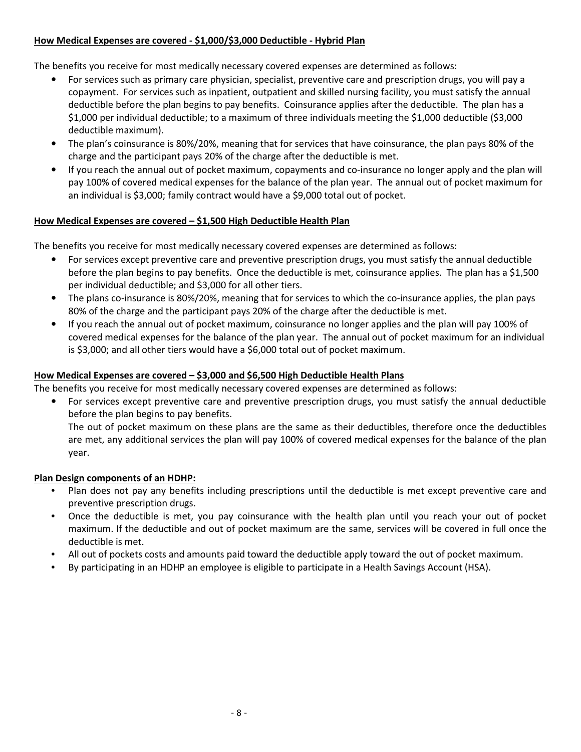**How Medical Expenses are covered - $1,000/$3,000 Deductible - Hybrid Plan**

The benefits you receive for most medically necessary covered expenses are determined as follows:

- For services such as primary care physician, specialist, preventive care and prescription drugs, you will pay a copayment. For services such as inpatient, outpatient and skilled nursing facility, you must satisfy the annual deductible before the plan begins to pay benefits. Coinsurance applies after the deductible. The plan has a $1,000 per individual deductible; to a maximum of three individuals meeting the $1,000 deductible ($3,000 deductible maximum).
- The plan's coinsurance is 80%/20%, meaning that for services that have coinsurance, the plan pays 80% of the charge and the participant pays 20% of the charge after the deductible is met.
- If you reach the annual out of pocket maximum, copayments and co-insurance no longer apply and the plan will pay 100% of covered medical expenses for the balance of the plan year. The annual out of pocket maximum for an individual is $3,000; family contract would have a $9,000 total out of pocket.

**How Medical Expenses are covered – $1,500 High Deductible Health Plan**

The benefits you receive for most medically necessary covered expenses are determined as follows:

- For services except preventive care and preventive prescription drugs, you must satisfy the annual deductible before the plan begins to pay benefits. Once the deductible is met, coinsurance applies. The plan has a $1,500 per individual deductible; and $3,000 for all other tiers.
- The plans co-insurance is 80%/20%, meaning that for services to which the co-insurance applies, the plan pays 80% of the charge and the participant pays 20% of the charge after the deductible is met.
- If you reach the annual out of pocket maximum, coinsurance no longer applies and the plan will pay 100% of covered medical expenses for the balance of the plan year. The annual out of pocket maximum for an individual is $3,000; and all other tiers would have a $6,000 total out of pocket maximum.

**How Medical Expenses are covered – $3,000 and $6,500 High Deductible Health Plans**

The benefits you receive for most medically necessary covered expenses are determined as follows:

- For services except preventive care and preventive prescription drugs, you must satisfy the annual deductible before the plan begins to pay benefits.
  The out of pocket maximum on these plans are the same as their deductibles, therefore once the deductibles are met, any additional services the plan will pay 100% of covered medical expenses for the balance of the plan year.

**Plan Design components of an HDHP:**

- Plan does not pay any benefits including prescriptions until the deductible is met except preventive care and preventive prescription drugs.
- Once the deductible is met, you pay coinsurance with the health plan until you reach your out of pocket maximum. If the deductible and out of pocket maximum are the same, services will be covered in full once the deductible is met.
- All out of pockets costs and amounts paid toward the deductible apply toward the out of pocket maximum.
- By participating in an HDHP an employee is eligible to participate in a Health Savings Account (HSA).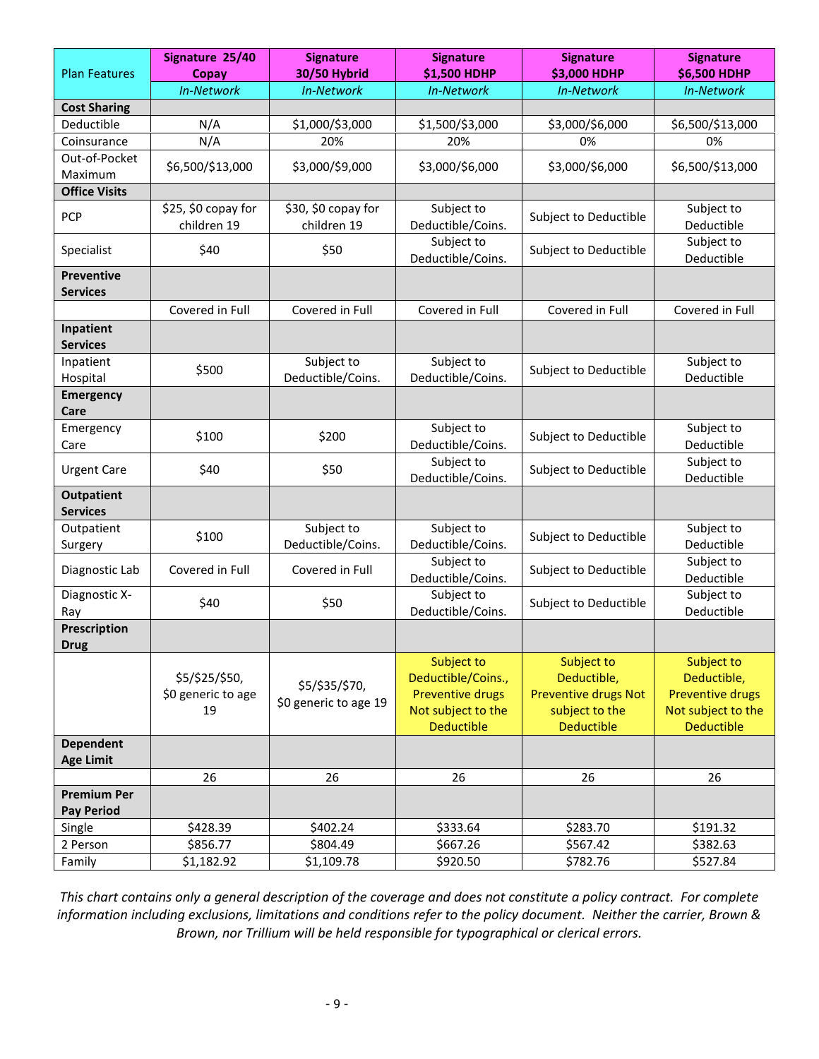| Plan Features | Signature 25/40 Copay | Signature 30/50 Hybrid | Signature $1,500 HDHP | Signature $3,000 HDHP | Signature $6,500 HDHP |
|---|---|---|---|---|---|
| | *In-Network* | *In-Network* | *In-Network* | *In-Network* | *In-Network* |
| **Cost Sharing** | | | | | |
| Deductible | N/A | $1,000/$3,000 | $1,500/$3,000 | $3,000/$6,000 | $6,500/$13,000 |
| Coinsurance | N/A | 20% | 20% | 0% | 0% |
| Out-of-Pocket Maximum | $6,500/$13,000 | $3,000/$9,000 | $3,000/$6,000 | $3,000/$6,000 | $6,500/$13,000 |
| **Office Visits** | | | | | |
| PCP | $25, $0 copay for children 19 | $30, $0 copay for children 19 | Subject to Deductible/Coins. | Subject to Deductible | Subject to Deductible |
| Specialist | $40 | $50 | Subject to Deductible/Coins. | Subject to Deductible | Subject to Deductible |
| **Preventive Services** | | | | | |
| | Covered in Full | Covered in Full | Covered in Full | Covered in Full | Covered in Full |
| **Inpatient Services** | | | | | |
| Inpatient Hospital | $500 | Subject to Deductible/Coins. | Subject to Deductible/Coins. | Subject to Deductible | Subject to Deductible |
| **Emergency Care** | | | | | |
| Emergency Care | $100 | $200 | Subject to Deductible/Coins. | Subject to Deductible | Subject to Deductible |
| Urgent Care | $40 | $50 | Subject to Deductible/Coins. | Subject to Deductible | Subject to Deductible |
| **Outpatient Services** | | | | | |
| Outpatient Surgery | $100 | Subject to Deductible/Coins. | Subject to Deductible/Coins. | Subject to Deductible | Subject to Deductible |
| Diagnostic Lab | Covered in Full | Covered in Full | Subject to Deductible/Coins. | Subject to Deductible | Subject to Deductible |
| Diagnostic X-Ray | $40 | $50 | Subject to Deductible/Coins. | Subject to Deductible | Subject to Deductible |
| **Prescription Drug** | | | | | |
| | $5/$25/$50, $0 generic to age 19 | $5/$35/$70, $0 generic to age 19 | Subject to Deductible/Coins., Preventive drugs Not subject to the Deductible | Subject to Deductible, Preventive drugs Not subject to the Deductible | Subject to Deductible, Preventive drugs Not subject to the Deductible |
| **Dependent Age Limit** | | | | | |
| | 26 | 26 | 26 | 26 | 26 |
| **Premium Per Pay Period** | | | | | |
| Single | $428.39 | $402.24 | $333.64 | $283.70 | $191.32 |
| 2 Person | $856.77 | $804.49 | $667.26 | $567.42 | $382.63 |
| Family | $1,182.92 | $1,109.78 | $920.50 | $782.76 | $527.84 |

*This chart contains only a general description of the coverage and does not constitute a policy contract. For complete information including exclusions, limitations and conditions refer to the policy document. Neither the carrier, Brown & Brown, nor Trillium will be held responsible for typographical or clerical errors.*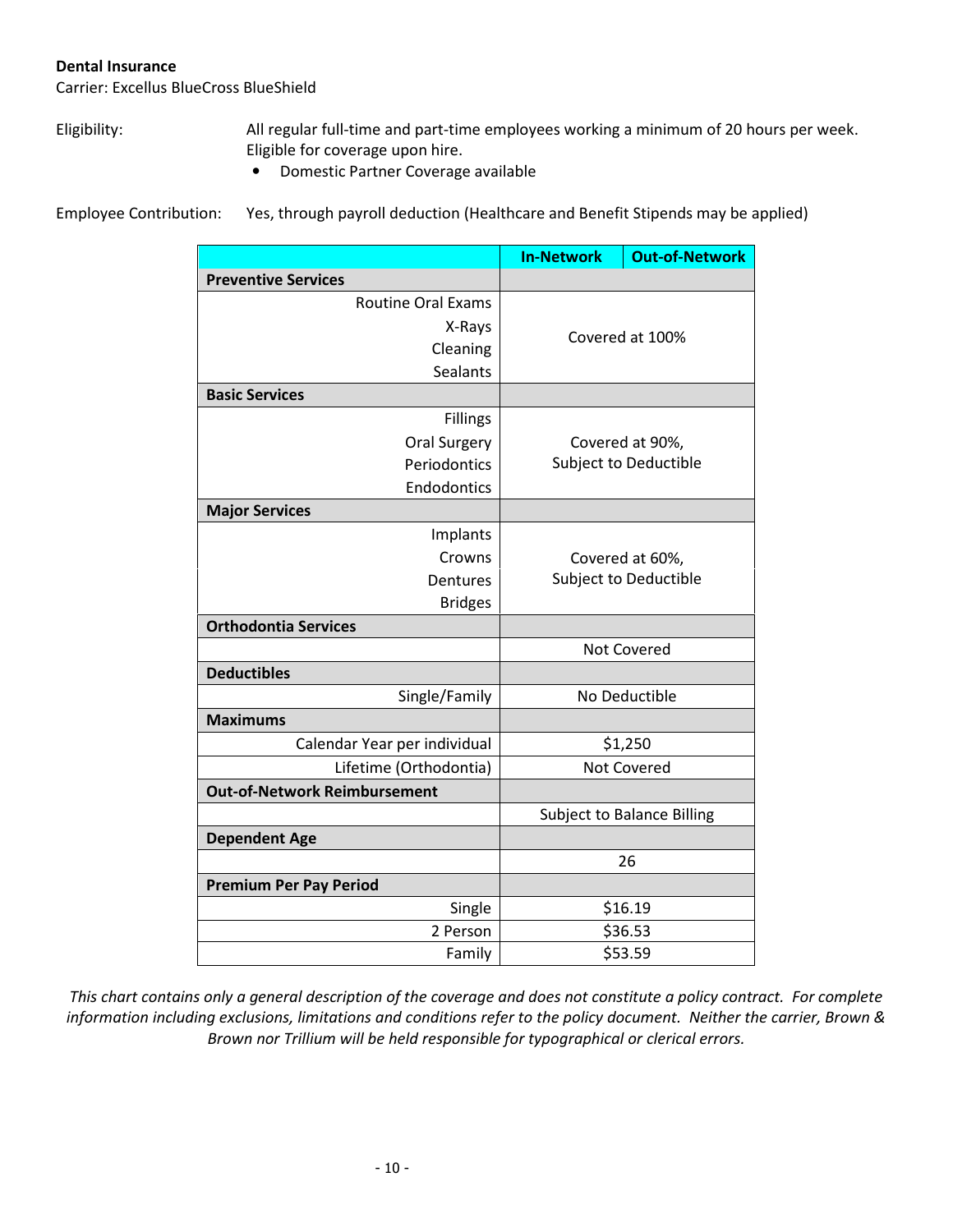**Dental Insurance**
Carrier: Excellus BlueCross BlueShield

Eligibility: All regular full-time and part-time employees working a minimum of 20 hours per week. Eligible for coverage upon hire.

- Domestic Partner Coverage available

Employee Contribution: Yes, through payroll deduction (Healthcare and Benefit Stipends may be applied)

| | In-Network | Out-of-Network |
|---|---|---|
| **Preventive Services** | | |
| Routine Oral Exams<br>X-Rays<br>Cleaning<br>Sealants | Covered at 100% | |
| **Basic Services** | | |
| Fillings<br>Oral Surgery<br>Periodontics<br>Endodontics | Covered at 90%, Subject to Deductible | |
| **Major Services** | | |
| Implants<br>Crowns<br>Dentures<br>Bridges | Covered at 60%, Subject to Deductible | |
| **Orthodontia Services** | | |
| | Not Covered | |
| **Deductibles** | | |
| Single/Family | No Deductible | |
| **Maximums** | | |
| Calendar Year per individual | $1,250 | |
| Lifetime (Orthodontia) | Not Covered | |
| **Out-of-Network Reimbursement** | | |
| | Subject to Balance Billing | |
| **Dependent Age** | | |
| | 26 | |
| **Premium Per Pay Period** | | |
| Single | $16.19 | |
| 2 Person | $36.53 | |
| Family | $53.59 | |

*This chart contains only a general description of the coverage and does not constitute a policy contract. For complete information including exclusions, limitations and conditions refer to the policy document. Neither the carrier, Brown & Brown nor Trillium will be held responsible for typographical or clerical errors.*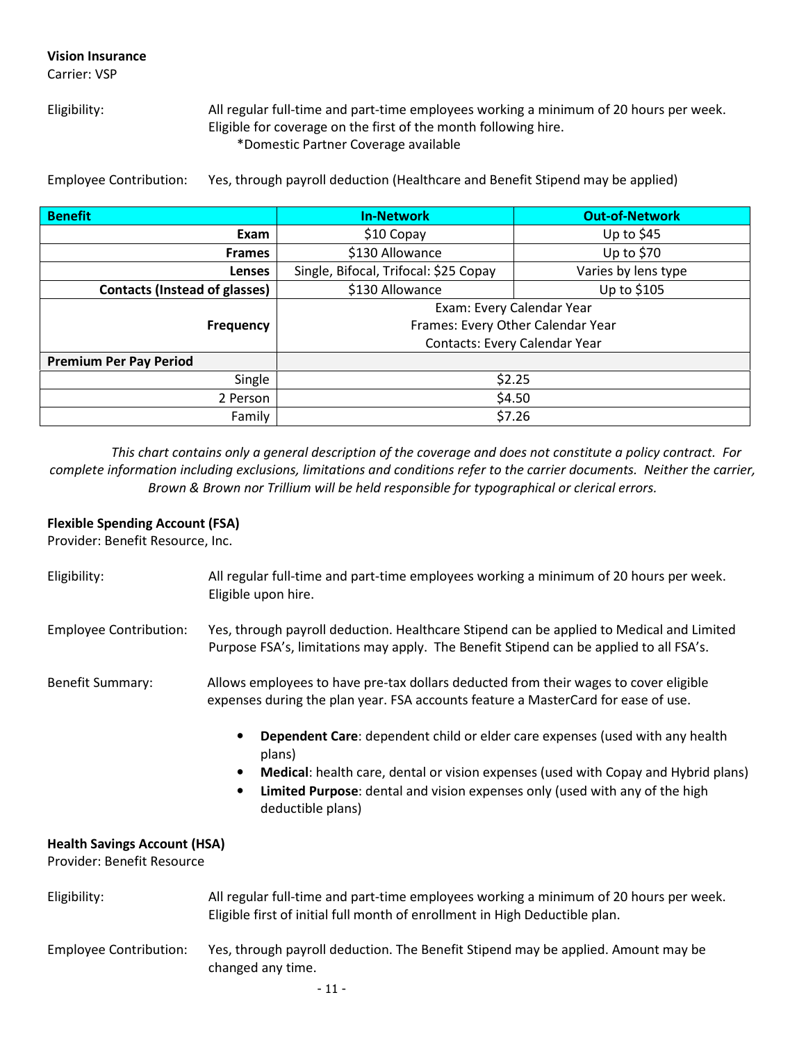**Vision Insurance**
Carrier: VSP

Eligibility: All regular full-time and part-time employees working a minimum of 20 hours per week. Eligible for coverage on the first of the month following hire.
*Domestic Partner Coverage available

Employee Contribution: Yes, through payroll deduction (Healthcare and Benefit Stipend may be applied)

| Benefit | In-Network | Out-of-Network |
|---|---|---|
| **Exam** | $10 Copay | Up to $45 |
| **Frames** | $130 Allowance | Up to $70 |
| **Lenses** | Single, Bifocal, Trifocal: $25 Copay | Varies by lens type |
| **Contacts (Instead of glasses)** | $130 Allowance | Up to $105 |
| **Frequency** | Exam: Every Calendar Year<br>Frames: Every Other Calendar Year<br>Contacts: Every Calendar Year | |
| **Premium Per Pay Period** | | |
| Single | $2.25 | |
| 2 Person | $4.50 | |
| Family | $7.26 | |

*This chart contains only a general description of the coverage and does not constitute a policy contract. For complete information including exclusions, limitations and conditions refer to the carrier documents. Neither the carrier, Brown & Brown nor Trillium will be held responsible for typographical or clerical errors.*

**Flexible Spending Account (FSA)**
Provider: Benefit Resource, Inc.

Eligibility: All regular full-time and part-time employees working a minimum of 20 hours per week. Eligible upon hire.

Employee Contribution: Yes, through payroll deduction. Healthcare Stipend can be applied to Medical and Limited Purpose FSA's, limitations may apply. The Benefit Stipend can be applied to all FSA's.

Benefit Summary: Allows employees to have pre-tax dollars deducted from their wages to cover eligible expenses during the plan year. FSA accounts feature a MasterCard for ease of use.

- **Dependent Care**: dependent child or elder care expenses (used with any health plans)
- **Medical**: health care, dental or vision expenses (used with Copay and Hybrid plans)
- **Limited Purpose**: dental and vision expenses only (used with any of the high deductible plans)

**Health Savings Account (HSA)**
Provider: Benefit Resource

Eligibility: All regular full-time and part-time employees working a minimum of 20 hours per week. Eligible first of initial full month of enrollment in High Deductible plan.

Employee Contribution: Yes, through payroll deduction. The Benefit Stipend may be applied. Amount may be changed any time.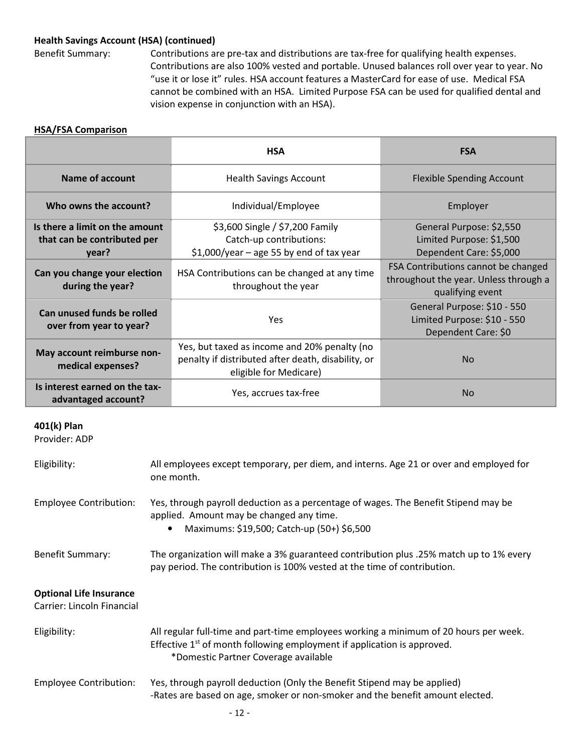**Health Savings Account (HSA) (continued)**

Benefit Summary: Contributions are pre-tax and distributions are tax-free for qualifying health expenses. Contributions are also 100% vested and portable. Unused balances roll over year to year. No "use it or lose it" rules. HSA account features a MasterCard for ease of use. Medical FSA cannot be combined with an HSA. Limited Purpose FSA can be used for qualified dental and vision expense in conjunction with an HSA).

**HSA/FSA Comparison**

| | HSA | FSA |
|---|---|---|
| **Name of account** | Health Savings Account | Flexible Spending Account |
| **Who owns the account?** | Individual/Employee | Employer |
| **Is there a limit on the amount that can be contributed per year?** | \$3,600 Single / \$7,200 Family<br>Catch-up contributions:<br>\$1,000/year – age 55 by end of tax year | General Purpose: \$2,550<br>Limited Purpose: \$1,500<br>Dependent Care: \$5,000 |
| **Can you change your election during the year?** | HSA Contributions can be changed at any time throughout the year | FSA Contributions cannot be changed throughout the year. Unless through a qualifying event |
| **Can unused funds be rolled over from year to year?** | Yes | General Purpose: \$10 - 550<br>Limited Purpose: \$10 - 550<br>Dependent Care: \$0 |
| **May account reimburse non-medical expenses?** | Yes, but taxed as income and 20% penalty (no penalty if distributed after death, disability, or eligible for Medicare) | No |
| **Is interest earned on the tax-advantaged account?** | Yes, accrues tax-free | No |

**401(k) Plan**
Provider: ADP

Eligibility: All employees except temporary, per diem, and interns. Age 21 or over and employed for one month.

Employee Contribution: Yes, through payroll deduction as a percentage of wages. The Benefit Stipend may be applied. Amount may be changed any time.

- Maximums: \$19,500; Catch-up (50+) \$6,500

Benefit Summary: The organization will make a 3% guaranteed contribution plus .25% match up to 1% every pay period. The contribution is 100% vested at the time of contribution.

**Optional Life Insurance**
Carrier: Lincoln Financial

Eligibility: All regular full-time and part-time employees working a minimum of 20 hours per week. Effective 1st of month following employment if application is approved.
\*Domestic Partner Coverage available

Employee Contribution: Yes, through payroll deduction (Only the Benefit Stipend may be applied)
-Rates are based on age, smoker or non-smoker and the benefit amount elected.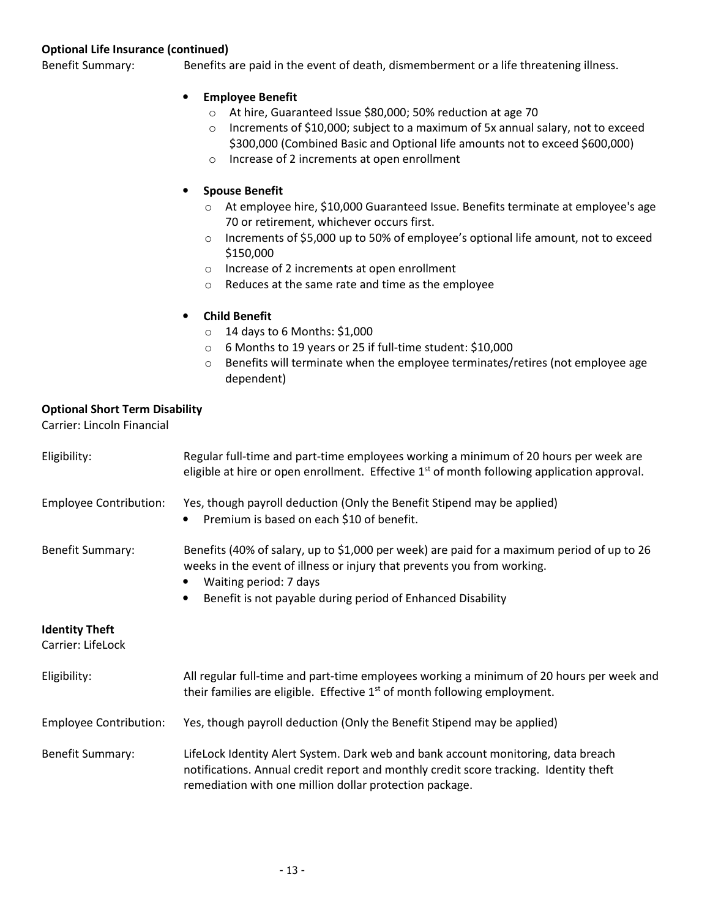**Optional Life Insurance (continued)**

Benefit Summary: Benefits are paid in the event of death, dismemberment or a life threatening illness.

- **Employee Benefit**
  - At hire, Guaranteed Issue $80,000; 50% reduction at age 70
  - Increments of $10,000; subject to a maximum of 5x annual salary, not to exceed $300,000 (Combined Basic and Optional life amounts not to exceed $600,000)
  - Increase of 2 increments at open enrollment
- **Spouse Benefit**
  - At employee hire, $10,000 Guaranteed Issue. Benefits terminate at employee's age 70 or retirement, whichever occurs first.
  - Increments of $5,000 up to 50% of employee's optional life amount, not to exceed $150,000
  - Increase of 2 increments at open enrollment
  - Reduces at the same rate and time as the employee
- **Child Benefit**
  - 14 days to 6 Months: $1,000
  - 6 Months to 19 years or 25 if full-time student: $10,000
  - Benefits will terminate when the employee terminates/retires (not employee age dependent)

**Optional Short Term Disability**

Carrier: Lincoln Financial

Eligibility: Regular full-time and part-time employees working a minimum of 20 hours per week are eligible at hire or open enrollment. Effective 1st of month following application approval.

Employee Contribution: Yes, though payroll deduction (Only the Benefit Stipend may be applied)

- Premium is based on each $10 of benefit.

Benefit Summary: Benefits (40% of salary, up to $1,000 per week) are paid for a maximum period of up to 26 weeks in the event of illness or injury that prevents you from working.

- Waiting period: 7 days
- Benefit is not payable during period of Enhanced Disability

**Identity Theft**

Carrier: LifeLock

Eligibility: All regular full-time and part-time employees working a minimum of 20 hours per week and their families are eligible. Effective 1st of month following employment.

Employee Contribution: Yes, though payroll deduction (Only the Benefit Stipend may be applied)

Benefit Summary: LifeLock Identity Alert System. Dark web and bank account monitoring, data breach notifications. Annual credit report and monthly credit score tracking. Identity theft remediation with one million dollar protection package.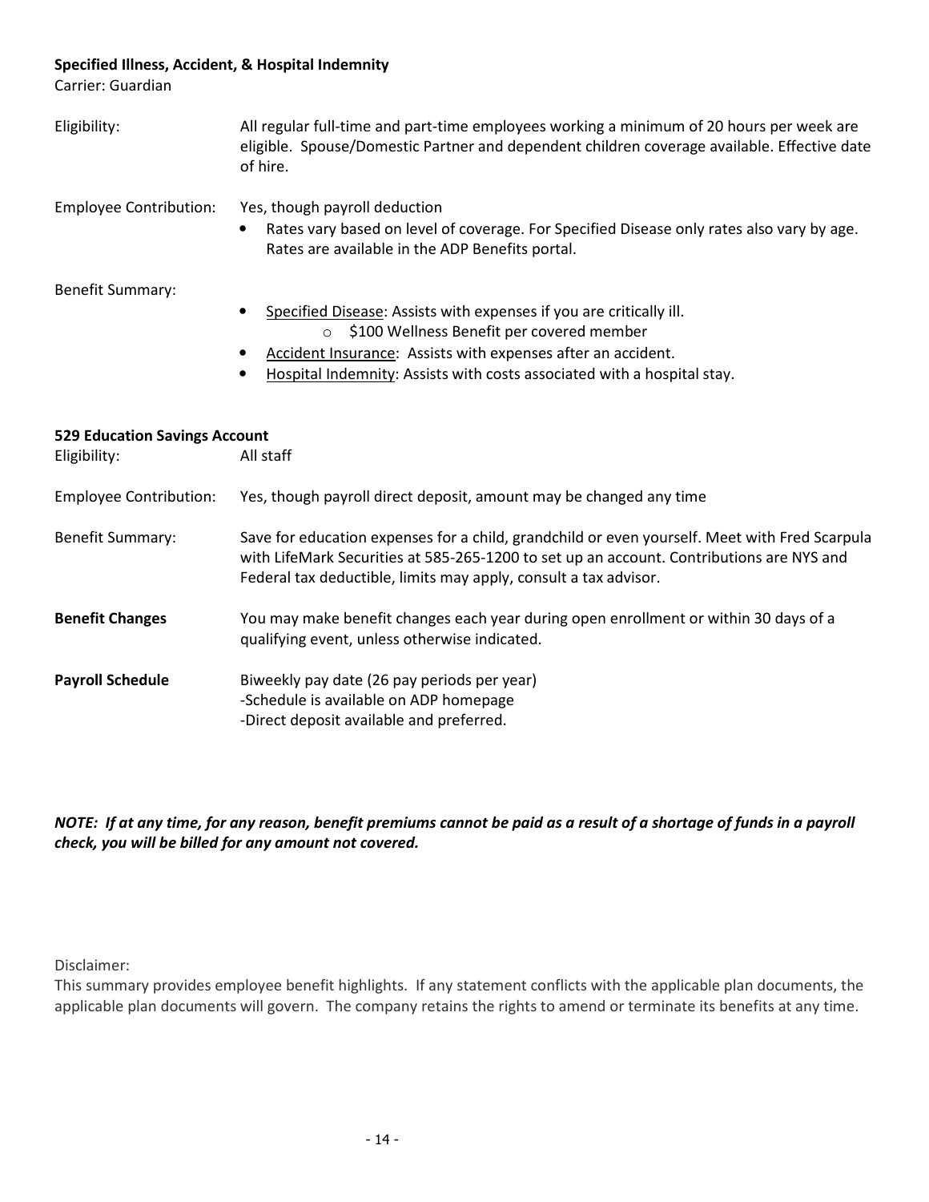**Specified Illness, Accident, & Hospital Indemnity**

Carrier: Guardian

| | |
|---|---|
| Eligibility: | All regular full-time and part-time employees working a minimum of 20 hours per week are eligible. Spouse/Domestic Partner and dependent children coverage available. Effective date of hire. |
| Employee Contribution: | Yes, though payroll deduction<br>• Rates vary based on level of coverage. For Specified Disease only rates also vary by age. Rates are available in the ADP Benefits portal. |
| Benefit Summary: | • <u>Specified Disease</u>: Assists with expenses if you are critically ill.<br>  o $100 Wellness Benefit per covered member<br>• <u>Accident Insurance</u>: Assists with expenses after an accident.<br>• <u>Hospital Indemnity</u>: Assists with costs associated with a hospital stay. |

**529 Education Savings Account**

| | |
|---|---|
| Eligibility: | All staff |
| Employee Contribution: | Yes, though payroll direct deposit, amount may be changed any time |
| Benefit Summary: | Save for education expenses for a child, grandchild or even yourself. Meet with Fred Scarpula with LifeMark Securities at 585-265-1200 to set up an account. Contributions are NYS and Federal tax deductible, limits may apply, consult a tax advisor. |
| **Benefit Changes** | You may make benefit changes each year during open enrollment or within 30 days of a qualifying event, unless otherwise indicated. |
| **Payroll Schedule** | Biweekly pay date (26 pay periods per year)<br>-Schedule is available on ADP homepage<br>-Direct deposit available and preferred. |

***NOTE: If at any time, for any reason, benefit premiums cannot be paid as a result of a shortage of funds in a payroll check, you will be billed for any amount not covered.***

Disclaimer:

This summary provides employee benefit highlights. If any statement conflicts with the applicable plan documents, the applicable plan documents will govern. The company retains the rights to amend or terminate its benefits at any time.